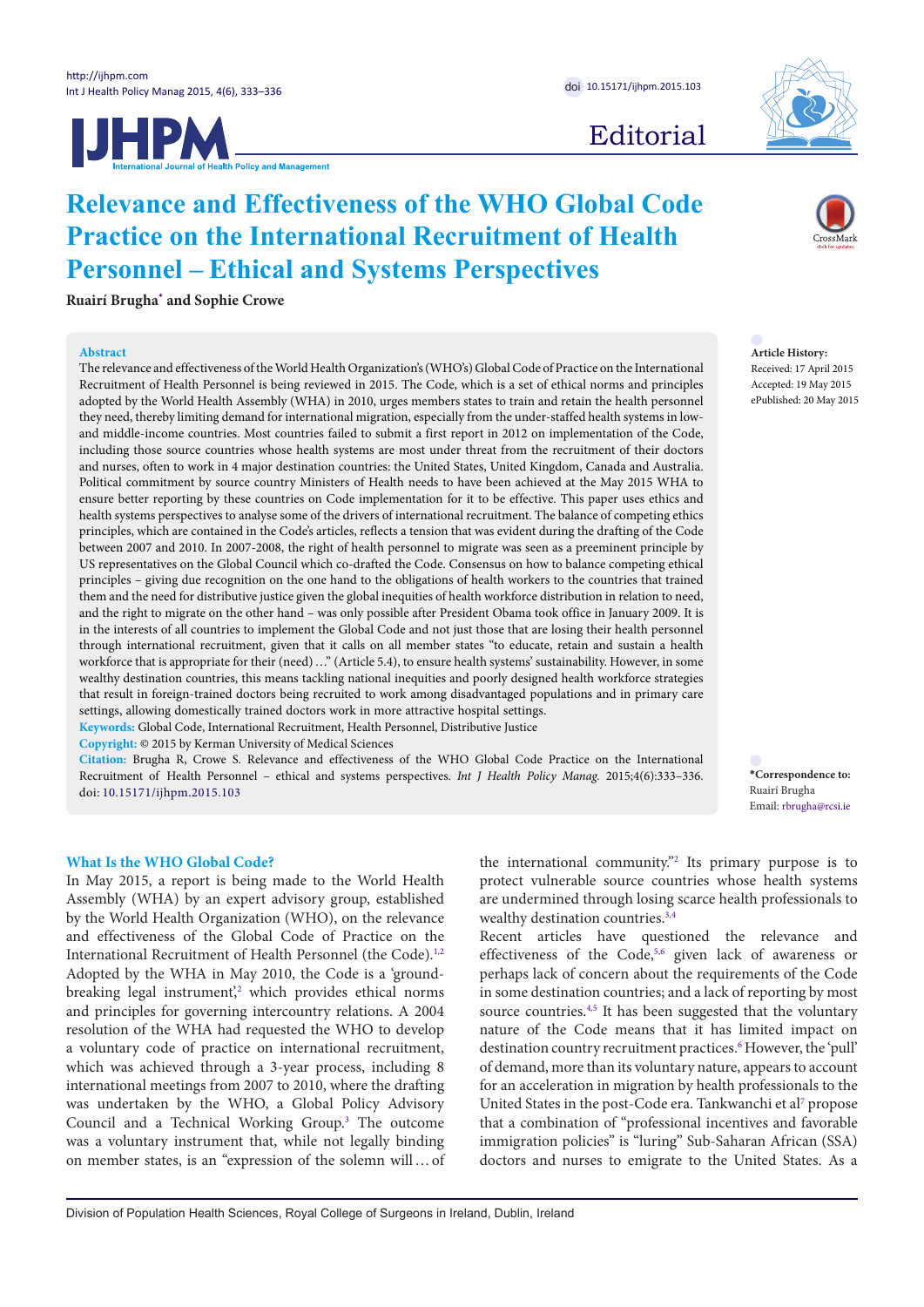Editorial

# Relevance and Effectiveness of the WHO Global Code Practice on the International Recruitment of Health Personnel – Ethical and Systems Perspectives

**Ruairí Brugha*** **and Sophie Crowe**

**Abstract**

The relevance and effectiveness of the World Health Organization's (WHO's) Global Code of Practice on the International Recruitment of Health Personnel is being reviewed in 2015. The Code, which is a set of ethical norms and principles adopted by the World Health Assembly (WHA) in 2010, urges members states to train and retain the health personnel they need, thereby limiting demand for international migration, especially from the under-staffed health systems in low- and middle-income countries. Most countries failed to submit a first report in 2012 on implementation of the Code, including those source countries whose health systems are most under threat from the recruitment of their doctors and nurses, often to work in 4 major destination countries: the United States, United Kingdom, Canada and Australia. Political commitment by source country Ministers of Health needs to have been achieved at the May 2015 WHA to ensure better reporting by these countries on Code implementation for it to be effective. This paper uses ethics and health systems perspectives to analyse some of the drivers of international recruitment. The balance of competing ethics principles, which are contained in the Code's articles, reflects a tension that was evident during the drafting of the Code between 2007 and 2010. In 2007-2008, the right of health personnel to migrate was seen as a preeminent principle by US representatives on the Global Council which co-drafted the Code. Consensus on how to balance competing ethical principles – giving due recognition on the one hand to the obligations of health workers to the countries that trained them and the need for distributive justice given the global inequities of health workforce distribution in relation to need, and the right to migrate on the other hand – was only possible after President Obama took office in January 2009. It is in the interests of all countries to implement the Global Code and not just those that are losing their health personnel through international recruitment, given that it calls on all member states "to educate, retain and sustain a health workforce that is appropriate for their (need)…" (Article 5.4), to ensure health systems' sustainability. However, in some wealthy destination countries, this means tackling national inequities and poorly designed health workforce strategies that result in foreign-trained doctors being recruited to work among disadvantaged populations and in primary care settings, allowing domestically trained doctors work in more attractive hospital settings.

**Keywords:** Global Code, International Recruitment, Health Personnel, Distributive Justice

**Copyright:** © 2015 by Kerman University of Medical Sciences

**Citation:** Brugha R, Crowe S. Relevance and effectiveness of the WHO Global Code Practice on the International Recruitment of Health Personnel – ethical and systems perspectives. *Int J Health Policy Manag.* 2015;4(6):333–336. doi: 10.15171/ijhpm.2015.103

**Article History:**
Received: 17 April 2015
Accepted: 19 May 2015
ePublished: 20 May 2015

***Correspondence to:**
Ruairí Brugha
Email: rbrugha@rcsi.ie

## What Is the WHO Global Code?

In May 2015, a report is being made to the World Health Assembly (WHA) by an expert advisory group, established by the World Health Organization (WHO), on the relevance and effectiveness of the Global Code of Practice on the International Recruitment of Health Personnel (the Code).[1,2] Adopted by the WHA in May 2010, the Code is a 'ground-breaking legal instrument',[2] which provides ethical norms and principles for governing intercountry relations. A 2004 resolution of the WHA had requested the WHO to develop a voluntary code of practice on international recruitment, which was achieved through a 3-year process, including 8 international meetings from 2007 to 2010, where the drafting was undertaken by the WHO, a Global Policy Advisory Council and a Technical Working Group.[3] The outcome was a voluntary instrument that, while not legally binding on member states, is an "expression of the solemn will… of the international community."[2] Its primary purpose is to protect vulnerable source countries whose health systems are undermined through losing scarce health professionals to wealthy destination countries.[3,4]

Recent articles have questioned the relevance and effectiveness of the Code,[5,6] given lack of awareness or perhaps lack of concern about the requirements of the Code in some destination countries; and a lack of reporting by most source countries.[4,5] It has been suggested that the voluntary nature of the Code means that it has limited impact on destination country recruitment practices.[6] However, the 'pull' of demand, more than its voluntary nature, appears to account for an acceleration in migration by health professionals to the United States in the post-Code era. Tankwanchi et al[7] propose that a combination of "professional incentives and favorable immigration policies" is "luring" Sub-Saharan African (SSA) doctors and nurses to emigrate to the United States. As a

Division of Population Health Sciences, Royal College of Surgeons in Ireland, Dublin, Ireland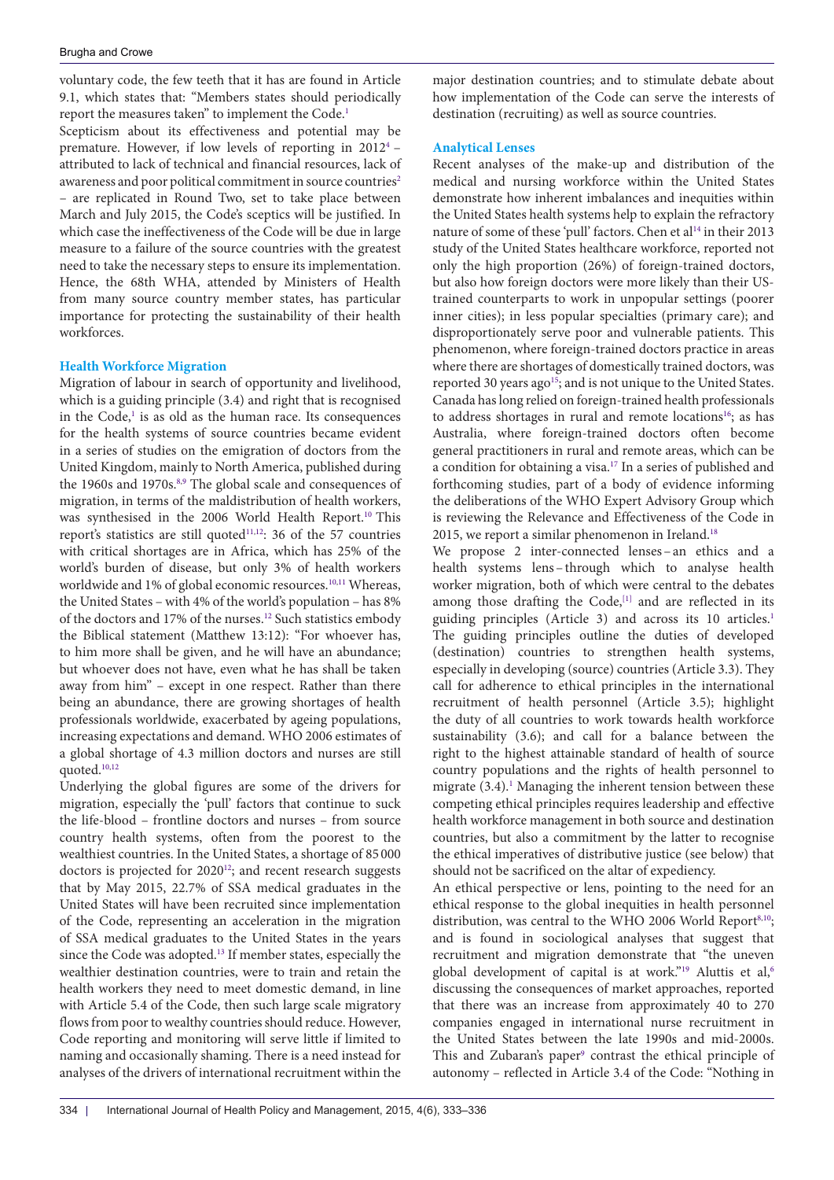voluntary code, the few teeth that it has are found in Article 9.1, which states that: "Members states should periodically report the measures taken" to implement the Code.[1]

Scepticism about its effectiveness and potential may be premature. However, if low levels of reporting in 2012[4] – attributed to lack of technical and financial resources, lack of awareness and poor political commitment in source countries[2] – are replicated in Round Two, set to take place between March and July 2015, the Code's sceptics will be justified. In which case the ineffectiveness of the Code will be due in large measure to a failure of the source countries with the greatest need to take the necessary steps to ensure its implementation. Hence, the 68th WHA, attended by Ministers of Health from many source country member states, has particular importance for protecting the sustainability of their health workforces.

## Health Workforce Migration

Migration of labour in search of opportunity and livelihood, which is a guiding principle (3.4) and right that is recognised in the Code,[1] is as old as the human race. Its consequences for the health systems of source countries became evident in a series of studies on the emigration of doctors from the United Kingdom, mainly to North America, published during the 1960s and 1970s.[8,9] The global scale and consequences of migration, in terms of the maldistribution of health workers, was synthesised in the 2006 World Health Report.[10] This report's statistics are still quoted[11,12]: 36 of the 57 countries with critical shortages are in Africa, which has 25% of the world's burden of disease, but only 3% of health workers worldwide and 1% of global economic resources.[10,11] Whereas, the United States – with 4% of the world's population – has 8% of the doctors and 17% of the nurses.[12] Such statistics embody the Biblical statement (Matthew 13:12): "For whoever has, to him more shall be given, and he will have an abundance; but whoever does not have, even what he has shall be taken away from him" – except in one respect. Rather than there being an abundance, there are growing shortages of health professionals worldwide, exacerbated by ageing populations, increasing expectations and demand. WHO 2006 estimates of a global shortage of 4.3 million doctors and nurses are still quoted.[10,12]

Underlying the global figures are some of the drivers for migration, especially the 'pull' factors that continue to suck the life-blood – frontline doctors and nurses – from source country health systems, often from the poorest to the wealthiest countries. In the United States, a shortage of 85 000 doctors is projected for 2020[12]; and recent research suggests that by May 2015, 22.7% of SSA medical graduates in the United States will have been recruited since implementation of the Code, representing an acceleration in the migration of SSA medical graduates to the United States in the years since the Code was adopted.[13] If member states, especially the wealthier destination countries, were to train and retain the health workers they need to meet domestic demand, in line with Article 5.4 of the Code, then such large scale migratory flows from poor to wealthy countries should reduce. However, Code reporting and monitoring will serve little if limited to naming and occasionally shaming. There is a need instead for analyses of the drivers of international recruitment within the major destination countries; and to stimulate debate about how implementation of the Code can serve the interests of destination (recruiting) as well as source countries.

## Analytical Lenses

Recent analyses of the make-up and distribution of the medical and nursing workforce within the United States demonstrate how inherent imbalances and inequities within the United States health systems help to explain the refractory nature of some of these 'pull' factors. Chen et al[14] in their 2013 study of the United States healthcare workforce, reported not only the high proportion (26%) of foreign-trained doctors, but also how foreign doctors were more likely than their US-trained counterparts to work in unpopular settings (poorer inner cities); in less popular specialties (primary care); and disproportionately serve poor and vulnerable patients. This phenomenon, where foreign-trained doctors practice in areas where there are shortages of domestically trained doctors, was reported 30 years ago[15]; and is not unique to the United States. Canada has long relied on foreign-trained health professionals to address shortages in rural and remote locations[16]; as has Australia, where foreign-trained doctors often become general practitioners in rural and remote areas, which can be a condition for obtaining a visa.[17] In a series of published and forthcoming studies, part of a body of evidence informing the deliberations of the WHO Expert Advisory Group which is reviewing the Relevance and Effectiveness of the Code in 2015, we report a similar phenomenon in Ireland.[18]

We propose 2 inter-connected lenses – an ethics and a health systems lens – through which to analyse health worker migration, both of which were central to the debates among those drafting the Code,[1] and are reflected in its guiding principles (Article 3) and across its 10 articles.[1] The guiding principles outline the duties of developed (destination) countries to strengthen health systems, especially in developing (source) countries (Article 3.3). They call for adherence to ethical principles in the international recruitment of health personnel (Article 3.5); highlight the duty of all countries to work towards health workforce sustainability (3.6); and call for a balance between the right to the highest attainable standard of health of source country populations and the rights of health personnel to migrate (3.4).[1] Managing the inherent tension between these competing ethical principles requires leadership and effective health workforce management in both source and destination countries, but also a commitment by the latter to recognise the ethical imperatives of distributive justice (see below) that should not be sacrificed on the altar of expediency.

An ethical perspective or lens, pointing to the need for an ethical response to the global inequities in health personnel distribution, was central to the WHO 2006 World Report[8,10]; and is found in sociological analyses that suggest that recruitment and migration demonstrate that "the uneven global development of capital is at work."[19] Aluttis et al,[6] discussing the consequences of market approaches, reported that there was an increase from approximately 40 to 270 companies engaged in international nurse recruitment in the United States between the late 1990s and mid-2000s. This and Zubaran's paper[9] contrast the ethical principle of autonomy – reflected in Article 3.4 of the Code: "Nothing in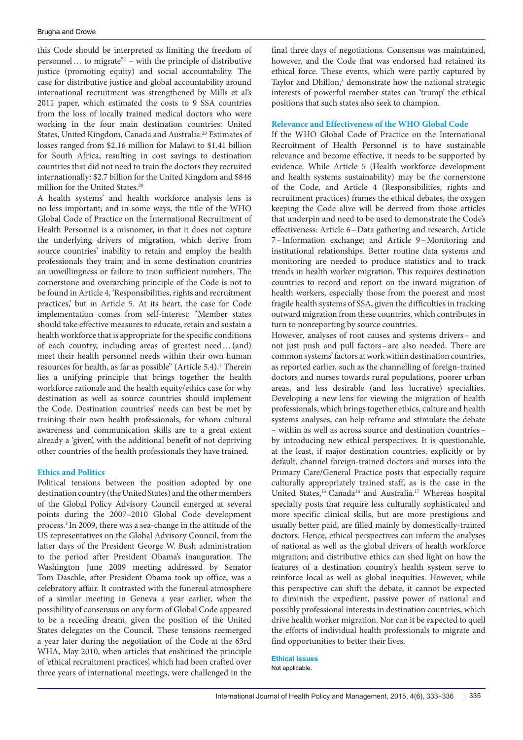this Code should be interpreted as limiting the freedom of personnel… to migrate"[1] – with the principle of distributive justice (promoting equity) and social accountability. The case for distributive justice and global accountability around international recruitment was strengthened by Mills et al's 2011 paper, which estimated the costs to 9 SSA countries from the loss of locally trained medical doctors who were working in the four main destination countries: United States, United Kingdom, Canada and Australia.[20] Estimates of losses ranged from $2.16 million for Malawi to $1.41 billion for South Africa, resulting in cost savings to destination countries that did not need to train the doctors they recruited internationally: $2.7 billion for the United Kingdom and $846 million for the United States.[20]

A health systems' and health workforce analysis lens is no less important; and in some ways, the title of the WHO Global Code of Practice on the International Recruitment of Health Personnel is a misnomer, in that it does not capture the underlying drivers of migration, which derive from source countries' inability to retain and employ the health professionals they train; and in some destination countries an unwillingness or failure to train sufficient numbers. The cornerstone and overarching principle of the Code is not to be found in Article 4, 'Responsibilities, rights and recruitment practices,' but in Article 5. At its heart, the case for Code implementation comes from self-interest: "Member states should take effective measures to educate, retain and sustain a health workforce that is appropriate for the specific conditions of each country, including areas of greatest need… (and) meet their health personnel needs within their own human resources for health, as far as possible" (Article 5.4).[1] Therein lies a unifying principle that brings together the health workforce rationale and the health equity/ethics case for why destination as well as source countries should implement the Code. Destination countries' needs can best be met by training their own health professionals, for whom cultural awareness and communication skills are to a great extent already a 'given', with the additional benefit of not depriving other countries of the health professionals they have trained.

## Ethics and Politics

Political tensions between the position adopted by one destination country (the United States) and the other members of the Global Policy Advisory Council emerged at several points during the 2007–2010 Global Code development process.[3] In 2009, there was a sea-change in the attitude of the US representatives on the Global Advisory Council, from the latter days of the President George W. Bush administration to the period after President Obama's inauguration. The Washington June 2009 meeting addressed by Senator Tom Daschle, after President Obama took up office, was a celebratory affair. It contrasted with the funereal atmosphere of a similar meeting in Geneva a year earlier, when the possibility of consensus on any form of Global Code appeared to be a receding dream, given the position of the United States delegates on the Council. These tensions reemerged a year later during the negotiation of the Code at the 63rd WHA, May 2010, when articles that enshrined the principle of 'ethical recruitment practices', which had been crafted over three years of international meetings, were challenged in the final three days of negotiations. Consensus was maintained, however, and the Code that was endorsed had retained its ethical force. These events, which were partly captured by Taylor and Dhillon,[3] demonstrate how the national strategic interests of powerful member states can 'trump' the ethical positions that such states also seek to champion.

## Relevance and Effectiveness of the WHO Global Code

If the WHO Global Code of Practice on the International Recruitment of Health Personnel is to have sustainable relevance and become effective, it needs to be supported by evidence. While Article 5 (Health workforce development and health systems sustainability) may be the cornerstone of the Code, and Article 4 (Responsibilities, rights and recruitment practices) frames the ethical debates, the oxygen keeping the Code alive will be derived from those articles that underpin and need to be used to demonstrate the Code's effectiveness: Article 6 – Data gathering and research, Article 7 – Information exchange; and Article 9 – Monitoring and institutional relationships. Better routine data systems and monitoring are needed to produce statistics and to track trends in health worker migration. This requires destination countries to record and report on the inward migration of health workers, especially those from the poorest and most fragile health systems of SSA, given the difficulties in tracking outward migration from these countries, which contributes in turn to nonreporting by source countries.

However, analyses of root causes and systems drivers – and not just push and pull factors – are also needed. There are common systems' factors at work within destination countries, as reported earlier, such as the channelling of foreign-trained doctors and nurses towards rural populations, poorer urban areas, and less desirable (and less lucrative) specialties. Developing a new lens for viewing the migration of health professionals, which brings together ethics, culture and health systems analyses, can help reframe and stimulate the debate – within as well as across source and destination countries – by introducing new ethical perspectives. It is questionable, at the least, if major destination countries, explicitly or by default, channel foreign-trained doctors and nurses into the Primary Care/General Practice posts that especially require culturally appropriately trained staff, as is the case in the United States,[13] Canada[16] and Australia.[17] Whereas hospital specialty posts that require less culturally sophisticated and more specific clinical skills, but are more prestigious and usually better paid, are filled mainly by domestically-trained doctors. Hence, ethical perspectives can inform the analyses of national as well as the global drivers of health workforce migration; and distributive ethics can shed light on how the features of a destination country's health system serve to reinforce local as well as global inequities. However, while this perspective can shift the debate, it cannot be expected to diminish the expedient, passive power of national and possibly professional interests in destination countries, which drive health worker migration. Nor can it be expected to quell the efforts of individual health professionals to migrate and find opportunities to better their lives.

### Ethical issues

Not applicable.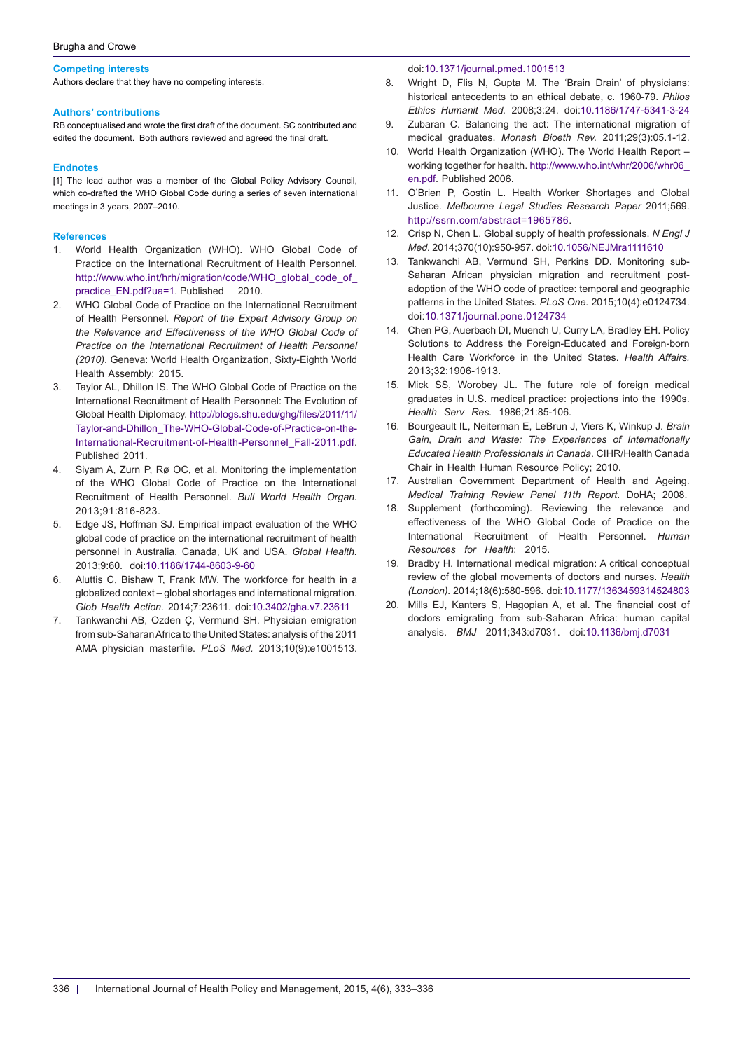### Competing interests

Authors declare that they have no competing interests.

### Authors' contributions

RB conceptualised and wrote the first draft of the document. SC contributed and edited the document. Both authors reviewed and agreed the final draft.

### Endnotes

[1] The lead author was a member of the Global Policy Advisory Council, which co-drafted the WHO Global Code during a series of seven international meetings in 3 years, 2007–2010.

### References

1. World Health Organization (WHO). WHO Global Code of Practice on the International Recruitment of Health Personnel. http://www.who.int/hrh/migration/code/WHO_global_code_of_practice_EN.pdf?ua=1. Published 2010.
2. WHO Global Code of Practice on the International Recruitment of Health Personnel. *Report of the Expert Advisory Group on the Relevance and Effectiveness of the WHO Global Code of Practice on the International Recruitment of Health Personnel (2010)*. Geneva: World Health Organization, Sixty-Eighth World Health Assembly: 2015.
3. Taylor AL, Dhillon IS. The WHO Global Code of Practice on the International Recruitment of Health Personnel: The Evolution of Global Health Diplomacy. http://blogs.shu.edu/ghg/files/2011/11/Taylor-and-Dhillon_The-WHO-Global-Code-of-Practice-on-the-International-Recruitment-of-Health-Personnel_Fall-2011.pdf. Published 2011.
4. Siyam A, Zurn P, Rø OC, et al. Monitoring the implementation of the WHO Global Code of Practice on the International Recruitment of Health Personnel. *Bull World Health Organ.* 2013;91:816-823.
5. Edge JS, Hoffman SJ. Empirical impact evaluation of the WHO global code of practice on the international recruitment of health personnel in Australia, Canada, UK and USA. *Global Health.* 2013;9:60. doi:10.1186/1744-8603-9-60
6. Aluttis C, Bishaw T, Frank MW. The workforce for health in a globalized context – global shortages and international migration. *Glob Health Action.* 2014;7:23611. doi:10.3402/gha.v7.23611
7. Tankwanchi AB, Ozden Ç, Vermund SH. Physician emigration from sub-Saharan Africa to the United States: analysis of the 2011 AMA physician masterfile. *PLoS Med.* 2013;10(9):e1001513. doi:10.1371/journal.pmed.1001513
8. Wright D, Flis N, Gupta M. The 'Brain Drain' of physicians: historical antecedents to an ethical debate, c. 1960-79. *Philos Ethics Humanit Med.* 2008;3:24. doi:10.1186/1747-5341-3-24
9. Zubaran C. Balancing the act: The international migration of medical graduates. *Monash Bioeth Rev.* 2011;29(3):05.1-12.
10. World Health Organization (WHO). The World Health Report – working together for health. http://www.who.int/whr/2006/whr06_en.pdf. Published 2006.
11. O'Brien P, Gostin L. Health Worker Shortages and Global Justice. *Melbourne Legal Studies Research Paper* 2011;569. http://ssrn.com/abstract=1965786.
12. Crisp N, Chen L. Global supply of health professionals. *N Engl J Med.* 2014;370(10):950-957. doi:10.1056/NEJMra1111610
13. Tankwanchi AB, Vermund SH, Perkins DD. Monitoring sub-Saharan African physician migration and recruitment post-adoption of the WHO code of practice: temporal and geographic patterns in the United States. *PLoS One.* 2015;10(4):e0124734. doi:10.1371/journal.pone.0124734
14. Chen PG, Auerbach DI, Muench U, Curry LA, Bradley EH. Policy Solutions to Address the Foreign-Educated and Foreign-born Health Care Workforce in the United States. *Health Affairs.* 2013;32:1906-1913.
15. Mick SS, Worobey JL. The future role of foreign medical graduates in U.S. medical practice: projections into the 1990s. *Health Serv Res.* 1986;21:85-106.
16. Bourgeault IL, Neiterman E, LeBrun J, Viers K, Winkup J. *Brain Gain, Drain and Waste: The Experiences of Internationally Educated Health Professionals in Canada*. CIHR/Health Canada Chair in Health Human Resource Policy; 2010.
17. Australian Government Department of Health and Ageing. *Medical Training Review Panel 11th Report*. DoHA; 2008.
18. Supplement (forthcoming). Reviewing the relevance and effectiveness of the WHO Global Code of Practice on the International Recruitment of Health Personnel. *Human Resources for Health*; 2015.
19. Bradby H. International medical migration: A critical conceptual review of the global movements of doctors and nurses. *Health (London).* 2014;18(6):580-596. doi:10.1177/1363459314524803
20. Mills EJ, Kanters S, Hagopian A, et al. The financial cost of doctors emigrating from sub-Saharan Africa: human capital analysis. *BMJ* 2011;343:d7031. doi:10.1136/bmj.d7031